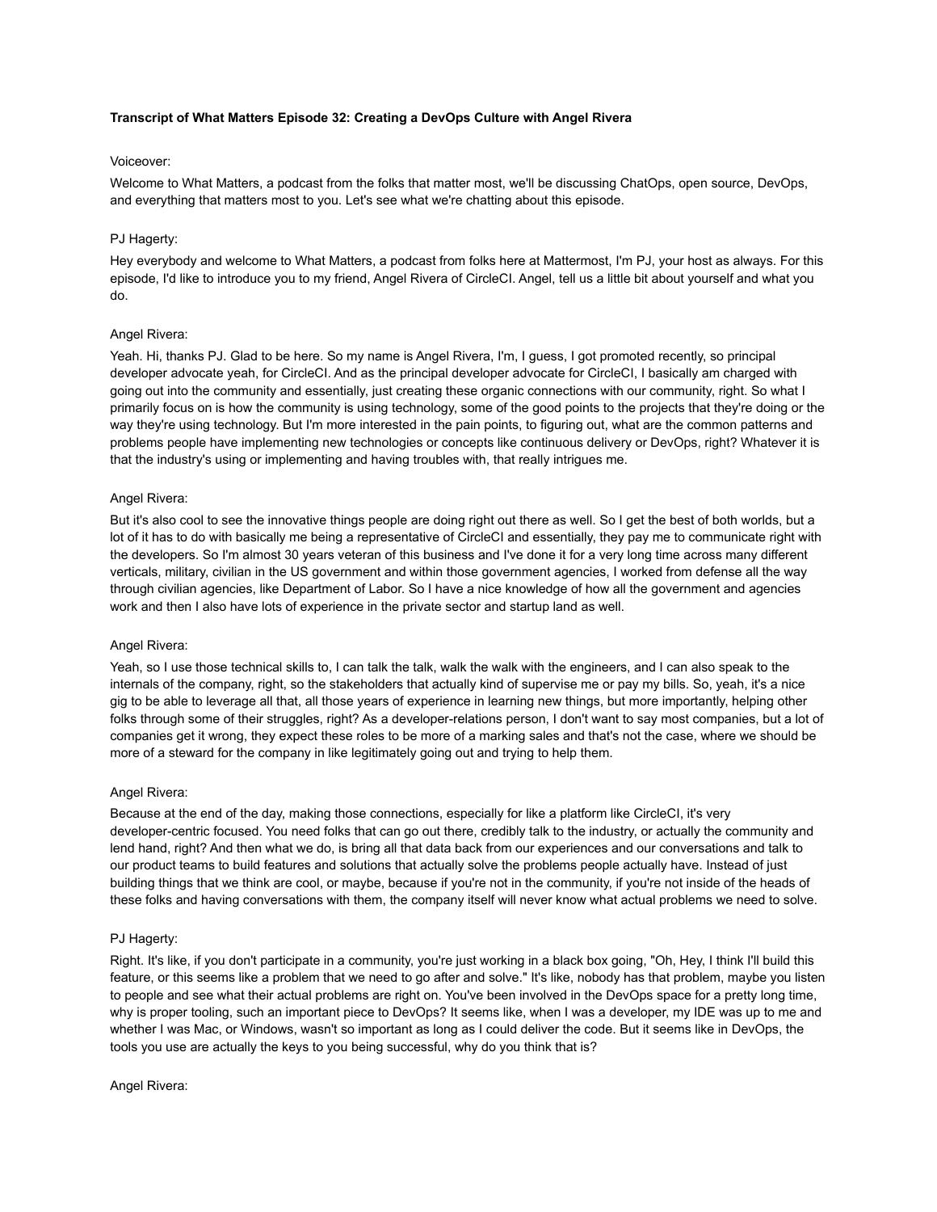**Transcript of What Matters Episode 32: Creating a DevOps Culture with Angel Rivera**

Voiceover:

Welcome to What Matters, a podcast from the folks that matter most, we'll be discussing ChatOps, open source, DevOps, and everything that matters most to you. Let's see what we're chatting about this episode.

PJ Hagerty:

Hey everybody and welcome to What Matters, a podcast from folks here at Mattermost, I'm PJ, your host as always. For this episode, I'd like to introduce you to my friend, Angel Rivera of CircleCI. Angel, tell us a little bit about yourself and what you do.

Angel Rivera:

Yeah. Hi, thanks PJ. Glad to be here. So my name is Angel Rivera, I'm, I guess, I got promoted recently, so principal developer advocate yeah, for CircleCI. And as the principal developer advocate for CircleCI, I basically am charged with going out into the community and essentially, just creating these organic connections with our community, right. So what I primarily focus on is how the community is using technology, some of the good points to the projects that they're doing or the way they're using technology. But I'm more interested in the pain points, to figuring out, what are the common patterns and problems people have implementing new technologies or concepts like continuous delivery or DevOps, right? Whatever it is that the industry's using or implementing and having troubles with, that really intrigues me.

Angel Rivera:

But it's also cool to see the innovative things people are doing right out there as well. So I get the best of both worlds, but a lot of it has to do with basically me being a representative of CircleCI and essentially, they pay me to communicate right with the developers. So I'm almost 30 years veteran of this business and I've done it for a very long time across many different verticals, military, civilian in the US government and within those government agencies, I worked from defense all the way through civilian agencies, like Department of Labor. So I have a nice knowledge of how all the government and agencies work and then I also have lots of experience in the private sector and startup land as well.

Angel Rivera:

Yeah, so I use those technical skills to, I can talk the talk, walk the walk with the engineers, and I can also speak to the internals of the company, right, so the stakeholders that actually kind of supervise me or pay my bills. So, yeah, it's a nice gig to be able to leverage all that, all those years of experience in learning new things, but more importantly, helping other folks through some of their struggles, right? As a developer-relations person, I don't want to say most companies, but a lot of companies get it wrong, they expect these roles to be more of a marking sales and that's not the case, where we should be more of a steward for the company in like legitimately going out and trying to help them.

Angel Rivera:

Because at the end of the day, making those connections, especially for like a platform like CircleCI, it's very developer-centric focused. You need folks that can go out there, credibly talk to the industry, or actually the community and lend hand, right? And then what we do, is bring all that data back from our experiences and our conversations and talk to our product teams to build features and solutions that actually solve the problems people actually have. Instead of just building things that we think are cool, or maybe, because if you're not in the community, if you're not inside of the heads of these folks and having conversations with them, the company itself will never know what actual problems we need to solve.

PJ Hagerty:

Right. It's like, if you don't participate in a community, you're just working in a black box going, "Oh, Hey, I think I'll build this feature, or this seems like a problem that we need to go after and solve." It's like, nobody has that problem, maybe you listen to people and see what their actual problems are right on. You've been involved in the DevOps space for a pretty long time, why is proper tooling, such an important piece to DevOps? It seems like, when I was a developer, my IDE was up to me and whether I was Mac, or Windows, wasn't so important as long as I could deliver the code. But it seems like in DevOps, the tools you use are actually the keys to you being successful, why do you think that is?

Angel Rivera: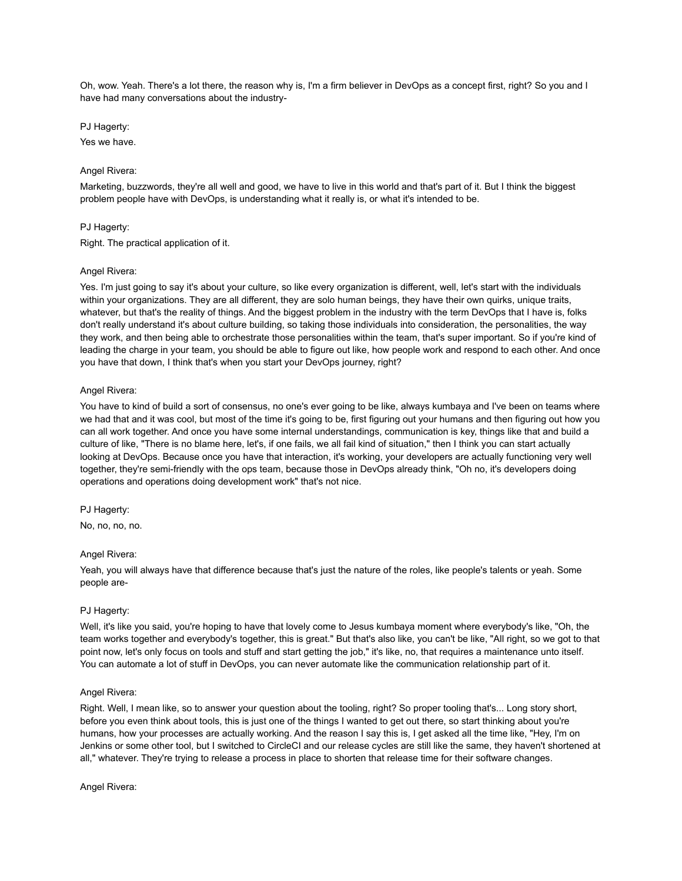Oh, wow. Yeah. There's a lot there, the reason why is, I'm a firm believer in DevOps as a concept first, right? So you and I have had many conversations about the industry-

PJ Hagerty:

Yes we have.

Angel Rivera:

Marketing, buzzwords, they're all well and good, we have to live in this world and that's part of it. But I think the biggest problem people have with DevOps, is understanding what it really is, or what it's intended to be.

PJ Hagerty:

Right. The practical application of it.

Angel Rivera:

Yes. I'm just going to say it's about your culture, so like every organization is different, well, let's start with the individuals within your organizations. They are all different, they are solo human beings, they have their own quirks, unique traits, whatever, but that's the reality of things. And the biggest problem in the industry with the term DevOps that I have is, folks don't really understand it's about culture building, so taking those individuals into consideration, the personalities, the way they work, and then being able to orchestrate those personalities within the team, that's super important. So if you're kind of leading the charge in your team, you should be able to figure out like, how people work and respond to each other. And once you have that down, I think that's when you start your DevOps journey, right?

Angel Rivera:

You have to kind of build a sort of consensus, no one's ever going to be like, always kumbaya and I've been on teams where we had that and it was cool, but most of the time it's going to be, first figuring out your humans and then figuring out how you can all work together. And once you have some internal understandings, communication is key, things like that and build a culture of like, "There is no blame here, let's, if one fails, we all fail kind of situation," then I think you can start actually looking at DevOps. Because once you have that interaction, it's working, your developers are actually functioning very well together, they're semi-friendly with the ops team, because those in DevOps already think, "Oh no, it's developers doing operations and operations doing development work" that's not nice.

PJ Hagerty:

No, no, no, no.

Angel Rivera:

Yeah, you will always have that difference because that's just the nature of the roles, like people's talents or yeah. Some people are-

PJ Hagerty:

Well, it's like you said, you're hoping to have that lovely come to Jesus kumbaya moment where everybody's like, "Oh, the team works together and everybody's together, this is great." But that's also like, you can't be like, "All right, so we got to that point now, let's only focus on tools and stuff and start getting the job," it's like, no, that requires a maintenance unto itself. You can automate a lot of stuff in DevOps, you can never automate like the communication relationship part of it.

Angel Rivera:

Right. Well, I mean like, so to answer your question about the tooling, right? So proper tooling that's... Long story short, before you even think about tools, this is just one of the things I wanted to get out there, so start thinking about you're humans, how your processes are actually working. And the reason I say this is, I get asked all the time like, "Hey, I'm on Jenkins or some other tool, but I switched to CircleCI and our release cycles are still like the same, they haven't shortened at all," whatever. They're trying to release a process in place to shorten that release time for their software changes.

Angel Rivera: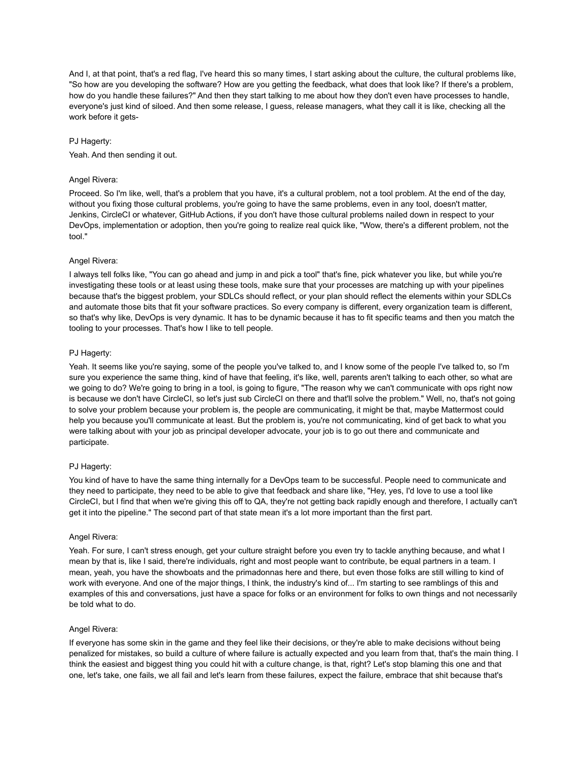And I, at that point, that's a red flag, I've heard this so many times, I start asking about the culture, the cultural problems like, "So how are you developing the software? How are you getting the feedback, what does that look like? If there's a problem, how do you handle these failures?" And then they start talking to me about how they don't even have processes to handle, everyone's just kind of siloed. And then some release, I guess, release managers, what they call it is like, checking all the work before it gets-

PJ Hagerty:

Yeah. And then sending it out.

Angel Rivera:

Proceed. So I'm like, well, that's a problem that you have, it's a cultural problem, not a tool problem. At the end of the day, without you fixing those cultural problems, you're going to have the same problems, even in any tool, doesn't matter, Jenkins, CircleCI or whatever, GitHub Actions, if you don't have those cultural problems nailed down in respect to your DevOps, implementation or adoption, then you're going to realize real quick like, "Wow, there's a different problem, not the tool."

Angel Rivera:

I always tell folks like, "You can go ahead and jump in and pick a tool" that's fine, pick whatever you like, but while you're investigating these tools or at least using these tools, make sure that your processes are matching up with your pipelines because that's the biggest problem, your SDLCs should reflect, or your plan should reflect the elements within your SDLCs and automate those bits that fit your software practices. So every company is different, every organization team is different, so that's why like, DevOps is very dynamic. It has to be dynamic because it has to fit specific teams and then you match the tooling to your processes. That's how I like to tell people.

PJ Hagerty:

Yeah. It seems like you're saying, some of the people you've talked to, and I know some of the people I've talked to, so I'm sure you experience the same thing, kind of have that feeling, it's like, well, parents aren't talking to each other, so what are we going to do? We're going to bring in a tool, just is going to figure, "The reason why we can't communicate with ops right now is because we don't have CircleCI, so let's just sub CircleCI on there and that'll solve the problem." Well, no, that's not going to solve your problem because your problem is, the people are communicating, it might be that, maybe Mattermost could help you because you'll communicate at least. But the problem is, you're not communicating, kind of get back to what you were talking about with your job as principal developer advocate, your job is to go out there and communicate and participate.

PJ Hagerty:

You kind of have to have the same thing internally for a DevOps team to be successful. People need to communicate and they need to participate, they need to be able to give that feedback and share like, "Hey, yes, I'd love to use a tool like CircleCI, but I find that when we're giving this off to QA, they're not getting back rapidly enough and therefore, I actually can't get it into the pipeline." The second part of that state mean it's a lot more important than the first part.

Angel Rivera:

Yeah. For sure, I can't stress enough, get your culture straight before you even try to tackle anything because, and what I mean by that is, like I said, there're individuals, right and most people want to contribute, be equal partners in a team. I mean, yeah, you have the showboats and the primadonnas here and there, but even those folks are still willing to kind of work with everyone. And one of the major things, I think, the industry's kind of... I'm starting to see ramblings of this and examples of this and conversations, just have a space for folks or an environment for folks to own things and not necessarily be told what to do.

Angel Rivera:

If everyone has some skin in the game and they feel like their decisions, or they're able to make decisions without being penalized for mistakes, so build a culture of where failure is actually expected and you learn from that, that's the main thing. I think the easiest and biggest thing you could hit with a culture change, is that, right? Let's stop blaming this one and that one, let's take, one fails, we all fail and let's learn from these failures, expect the failure, embrace that shit because that's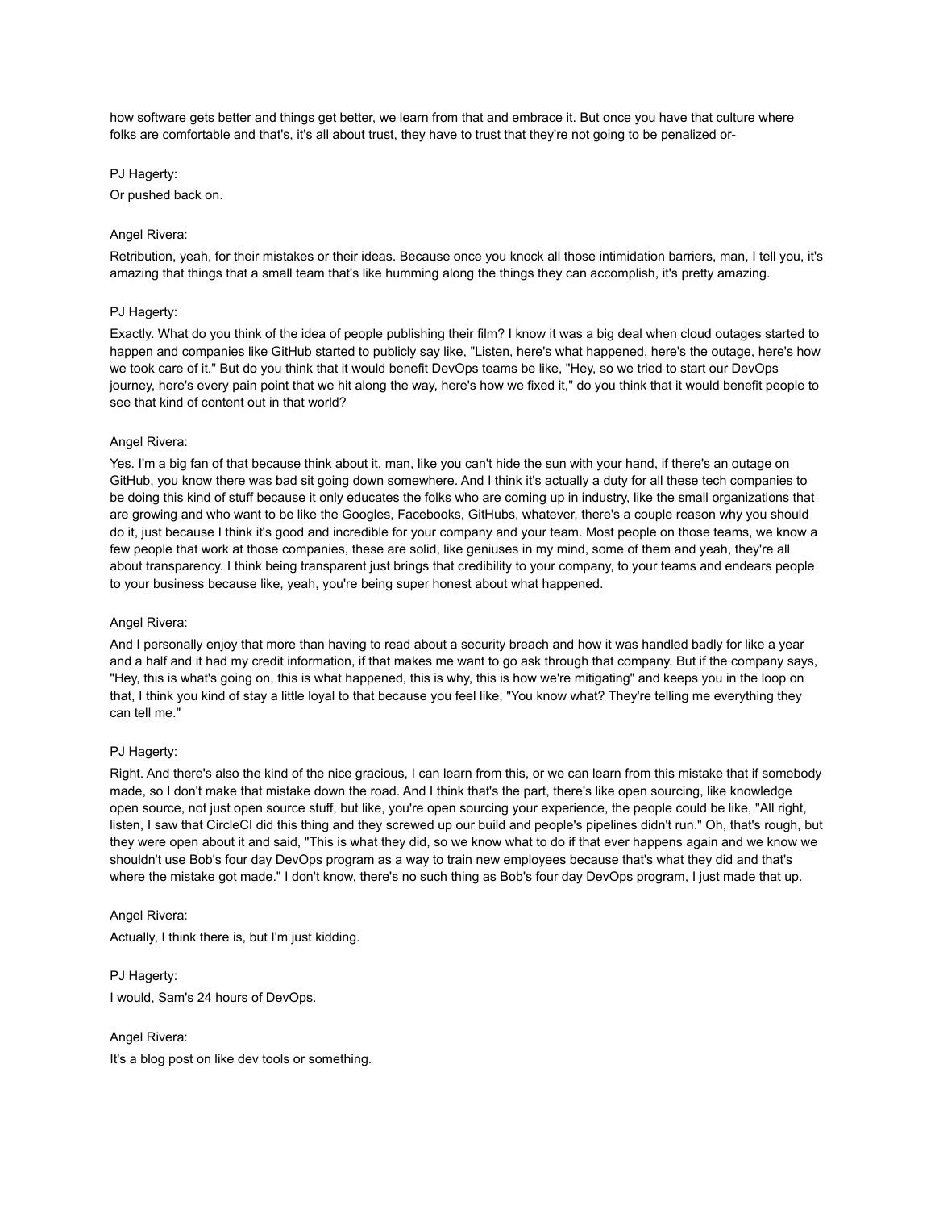how software gets better and things get better, we learn from that and embrace it. But once you have that culture where folks are comfortable and that's, it's all about trust, they have to trust that they're not going to be penalized or-

PJ Hagerty:

Or pushed back on.

Angel Rivera:

Retribution, yeah, for their mistakes or their ideas. Because once you knock all those intimidation barriers, man, I tell you, it's amazing that things that a small team that's like humming along the things they can accomplish, it's pretty amazing.

PJ Hagerty:

Exactly. What do you think of the idea of people publishing their film? I know it was a big deal when cloud outages started to happen and companies like GitHub started to publicly say like, "Listen, here's what happened, here's the outage, here's how we took care of it." But do you think that it would benefit DevOps teams be like, "Hey, so we tried to start our DevOps journey, here's every pain point that we hit along the way, here's how we fixed it," do you think that it would benefit people to see that kind of content out in that world?

Angel Rivera:

Yes. I'm a big fan of that because think about it, man, like you can't hide the sun with your hand, if there's an outage on GitHub, you know there was bad sit going down somewhere. And I think it's actually a duty for all these tech companies to be doing this kind of stuff because it only educates the folks who are coming up in industry, like the small organizations that are growing and who want to be like the Googles, Facebooks, GitHubs, whatever, there's a couple reason why you should do it, just because I think it's good and incredible for your company and your team. Most people on those teams, we know a few people that work at those companies, these are solid, like geniuses in my mind, some of them and yeah, they're all about transparency. I think being transparent just brings that credibility to your company, to your teams and endears people to your business because like, yeah, you're being super honest about what happened.

Angel Rivera:

And I personally enjoy that more than having to read about a security breach and how it was handled badly for like a year and a half and it had my credit information, if that makes me want to go ask through that company. But if the company says, "Hey, this is what's going on, this is what happened, this is why, this is how we're mitigating" and keeps you in the loop on that, I think you kind of stay a little loyal to that because you feel like, "You know what? They're telling me everything they can tell me."

PJ Hagerty:

Right. And there's also the kind of the nice gracious, I can learn from this, or we can learn from this mistake that if somebody made, so I don't make that mistake down the road. And I think that's the part, there's like open sourcing, like knowledge open source, not just open source stuff, but like, you're open sourcing your experience, the people could be like, "All right, listen, I saw that CircleCI did this thing and they screwed up our build and people's pipelines didn't run." Oh, that's rough, but they were open about it and said, "This is what they did, so we know what to do if that ever happens again and we know we shouldn't use Bob's four day DevOps program as a way to train new employees because that's what they did and that's where the mistake got made." I don't know, there's no such thing as Bob's four day DevOps program, I just made that up.

Angel Rivera:

Actually, I think there is, but I'm just kidding.

PJ Hagerty:

I would, Sam's 24 hours of DevOps.

Angel Rivera:

It's a blog post on like dev tools or something.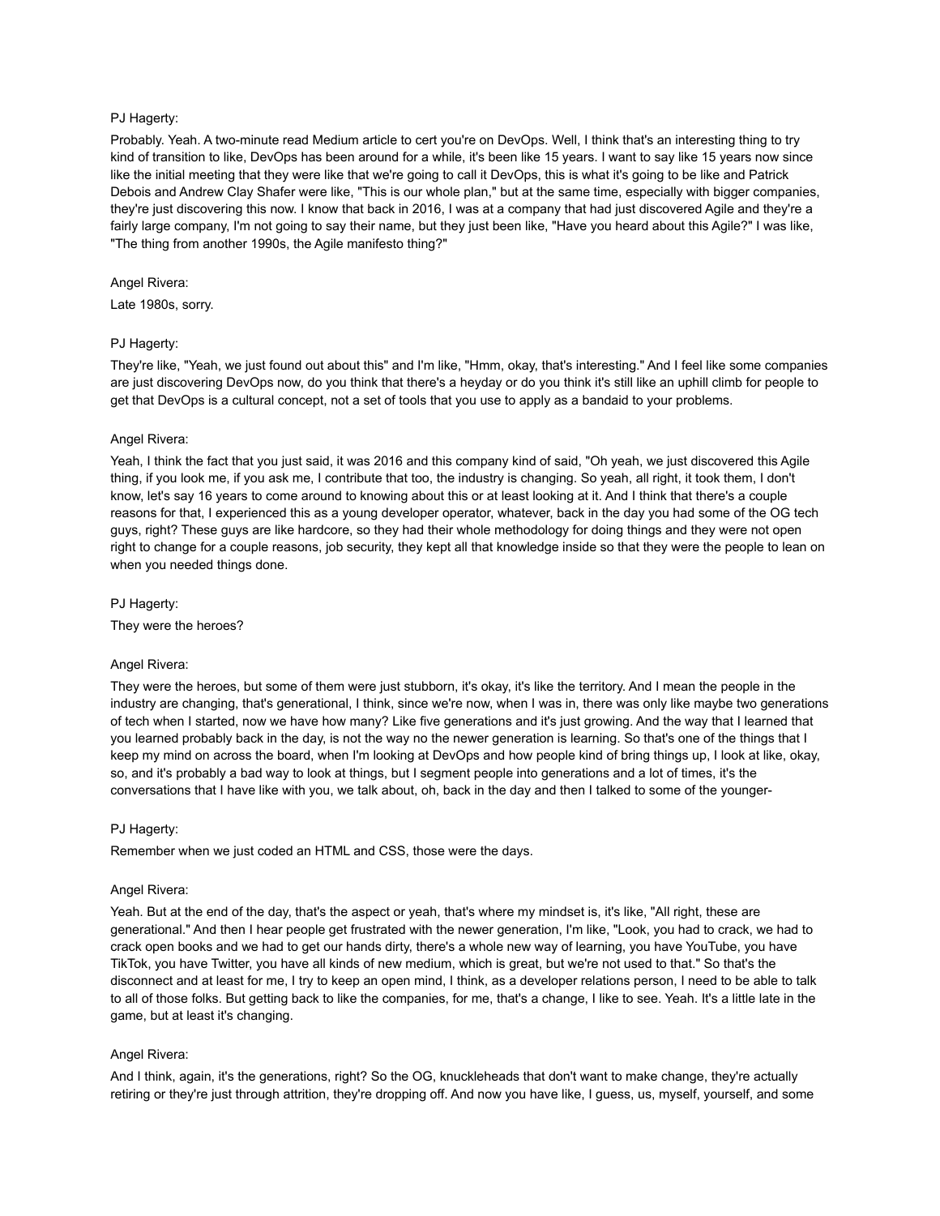PJ Hagerty:

Probably. Yeah. A two-minute read Medium article to cert you're on DevOps. Well, I think that's an interesting thing to try kind of transition to like, DevOps has been around for a while, it's been like 15 years. I want to say like 15 years now since like the initial meeting that they were like that we're going to call it DevOps, this is what it's going to be like and Patrick Debois and Andrew Clay Shafer were like, "This is our whole plan," but at the same time, especially with bigger companies, they're just discovering this now. I know that back in 2016, I was at a company that had just discovered Agile and they're a fairly large company, I'm not going to say their name, but they just been like, "Have you heard about this Agile?" I was like, "The thing from another 1990s, the Agile manifesto thing?"

Angel Rivera:

Late 1980s, sorry.

PJ Hagerty:

They're like, "Yeah, we just found out about this" and I'm like, "Hmm, okay, that's interesting." And I feel like some companies are just discovering DevOps now, do you think that there's a heyday or do you think it's still like an uphill climb for people to get that DevOps is a cultural concept, not a set of tools that you use to apply as a bandaid to your problems.

Angel Rivera:

Yeah, I think the fact that you just said, it was 2016 and this company kind of said, "Oh yeah, we just discovered this Agile thing, if you look me, if you ask me, I contribute that too, the industry is changing. So yeah, all right, it took them, I don't know, let's say 16 years to come around to knowing about this or at least looking at it. And I think that there's a couple reasons for that, I experienced this as a young developer operator, whatever, back in the day you had some of the OG tech guys, right? These guys are like hardcore, so they had their whole methodology for doing things and they were not open right to change for a couple reasons, job security, they kept all that knowledge inside so that they were the people to lean on when you needed things done.

PJ Hagerty:

They were the heroes?

Angel Rivera:

They were the heroes, but some of them were just stubborn, it's okay, it's like the territory. And I mean the people in the industry are changing, that's generational, I think, since we're now, when I was in, there was only like maybe two generations of tech when I started, now we have how many? Like five generations and it's just growing. And the way that I learned that you learned probably back in the day, is not the way no the newer generation is learning. So that's one of the things that I keep my mind on across the board, when I'm looking at DevOps and how people kind of bring things up, I look at like, okay, so, and it's probably a bad way to look at things, but I segment people into generations and a lot of times, it's the conversations that I have like with you, we talk about, oh, back in the day and then I talked to some of the younger-

PJ Hagerty:

Remember when we just coded an HTML and CSS, those were the days.

Angel Rivera:

Yeah. But at the end of the day, that's the aspect or yeah, that's where my mindset is, it's like, "All right, these are generational." And then I hear people get frustrated with the newer generation, I'm like, "Look, you had to crack, we had to crack open books and we had to get our hands dirty, there's a whole new way of learning, you have YouTube, you have TikTok, you have Twitter, you have all kinds of new medium, which is great, but we're not used to that." So that's the disconnect and at least for me, I try to keep an open mind, I think, as a developer relations person, I need to be able to talk to all of those folks. But getting back to like the companies, for me, that's a change, I like to see. Yeah. It's a little late in the game, but at least it's changing.

Angel Rivera:

And I think, again, it's the generations, right? So the OG, knuckleheads that don't want to make change, they're actually retiring or they're just through attrition, they're dropping off. And now you have like, I guess, us, myself, yourself, and some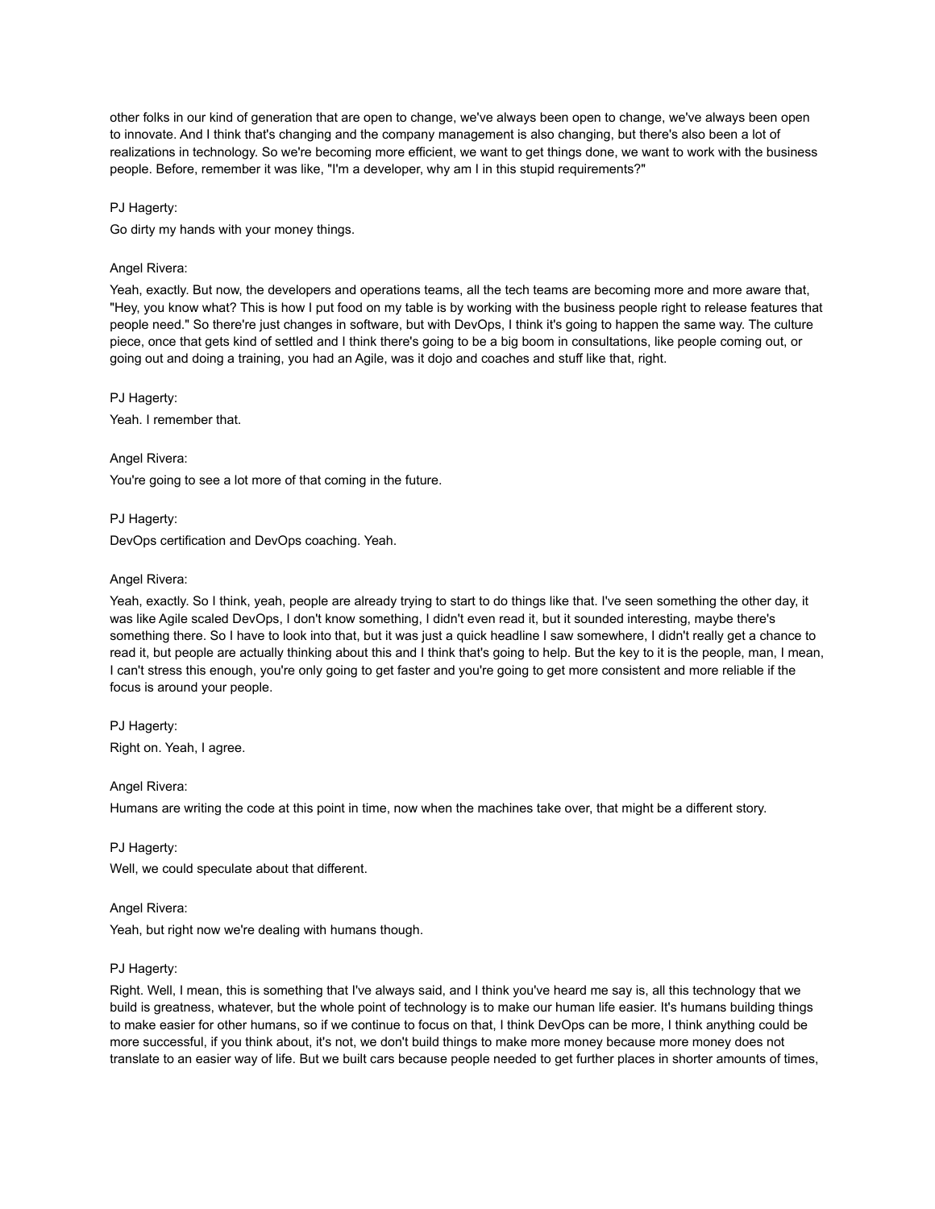other folks in our kind of generation that are open to change, we've always been open to change, we've always been open to innovate. And I think that's changing and the company management is also changing, but there's also been a lot of realizations in technology. So we're becoming more efficient, we want to get things done, we want to work with the business people. Before, remember it was like, "I'm a developer, why am I in this stupid requirements?"

PJ Hagerty:

Go dirty my hands with your money things.

Angel Rivera:

Yeah, exactly. But now, the developers and operations teams, all the tech teams are becoming more and more aware that, "Hey, you know what? This is how I put food on my table is by working with the business people right to release features that people need." So there're just changes in software, but with DevOps, I think it's going to happen the same way. The culture piece, once that gets kind of settled and I think there's going to be a big boom in consultations, like people coming out, or going out and doing a training, you had an Agile, was it dojo and coaches and stuff like that, right.

PJ Hagerty:

Yeah. I remember that.

Angel Rivera:

You're going to see a lot more of that coming in the future.

PJ Hagerty:

DevOps certification and DevOps coaching. Yeah.

Angel Rivera:

Yeah, exactly. So I think, yeah, people are already trying to start to do things like that. I've seen something the other day, it was like Agile scaled DevOps, I don't know something, I didn't even read it, but it sounded interesting, maybe there's something there. So I have to look into that, but it was just a quick headline I saw somewhere, I didn't really get a chance to read it, but people are actually thinking about this and I think that's going to help. But the key to it is the people, man, I mean, I can't stress this enough, you're only going to get faster and you're going to get more consistent and more reliable if the focus is around your people.

PJ Hagerty:

Right on. Yeah, I agree.

Angel Rivera:

Humans are writing the code at this point in time, now when the machines take over, that might be a different story.

PJ Hagerty:

Well, we could speculate about that different.

Angel Rivera:

Yeah, but right now we're dealing with humans though.

PJ Hagerty:

Right. Well, I mean, this is something that I've always said, and I think you've heard me say is, all this technology that we build is greatness, whatever, but the whole point of technology is to make our human life easier. It's humans building things to make easier for other humans, so if we continue to focus on that, I think DevOps can be more, I think anything could be more successful, if you think about, it's not, we don't build things to make more money because more money does not translate to an easier way of life. But we built cars because people needed to get further places in shorter amounts of times,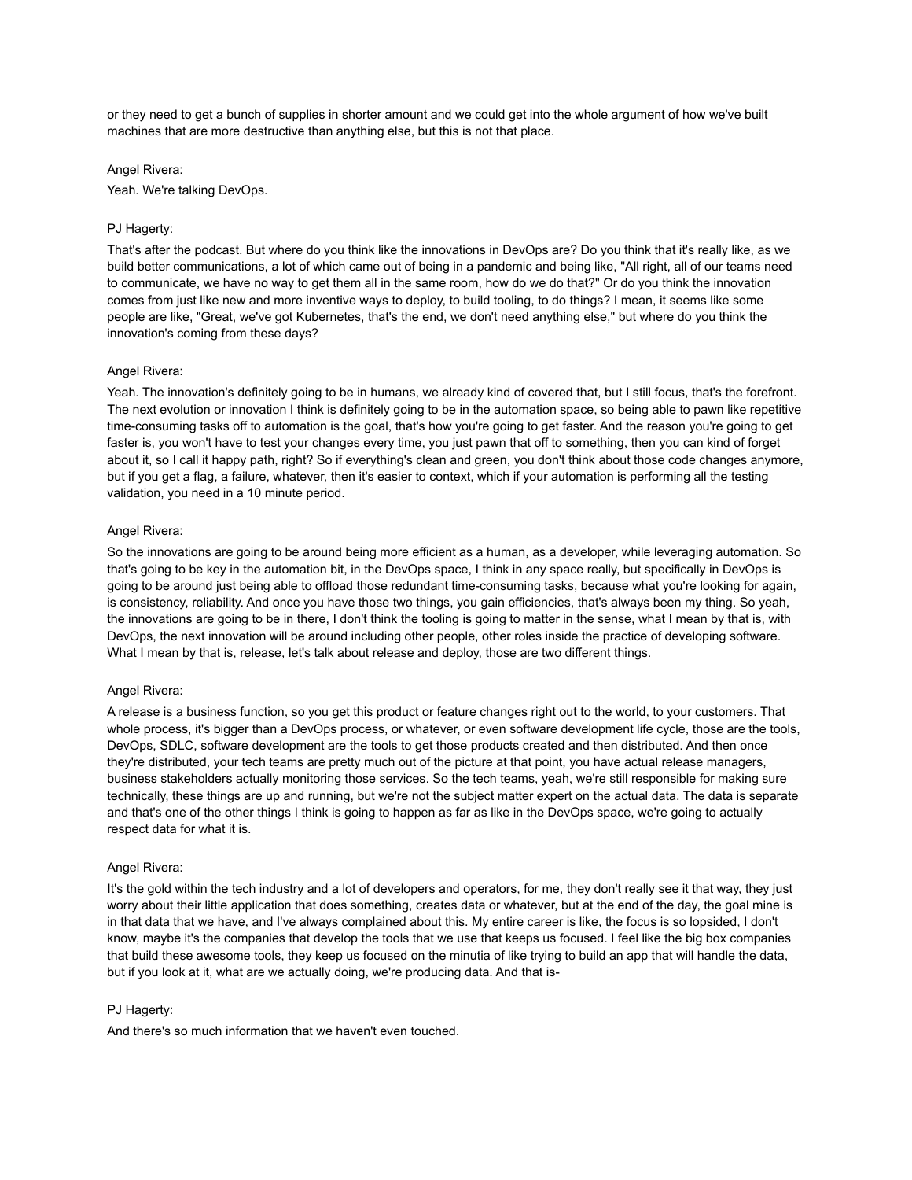or they need to get a bunch of supplies in shorter amount and we could get into the whole argument of how we've built machines that are more destructive than anything else, but this is not that place.

Angel Rivera:

Yeah. We're talking DevOps.

PJ Hagerty:

That's after the podcast. But where do you think like the innovations in DevOps are? Do you think that it's really like, as we build better communications, a lot of which came out of being in a pandemic and being like, "All right, all of our teams need to communicate, we have no way to get them all in the same room, how do we do that?" Or do you think the innovation comes from just like new and more inventive ways to deploy, to build tooling, to do things? I mean, it seems like some people are like, "Great, we've got Kubernetes, that's the end, we don't need anything else," but where do you think the innovation's coming from these days?

Angel Rivera:

Yeah. The innovation's definitely going to be in humans, we already kind of covered that, but I still focus, that's the forefront. The next evolution or innovation I think is definitely going to be in the automation space, so being able to pawn like repetitive time-consuming tasks off to automation is the goal, that's how you're going to get faster. And the reason you're going to get faster is, you won't have to test your changes every time, you just pawn that off to something, then you can kind of forget about it, so I call it happy path, right? So if everything's clean and green, you don't think about those code changes anymore, but if you get a flag, a failure, whatever, then it's easier to context, which if your automation is performing all the testing validation, you need in a 10 minute period.

Angel Rivera:

So the innovations are going to be around being more efficient as a human, as a developer, while leveraging automation. So that's going to be key in the automation bit, in the DevOps space, I think in any space really, but specifically in DevOps is going to be around just being able to offload those redundant time-consuming tasks, because what you're looking for again, is consistency, reliability. And once you have those two things, you gain efficiencies, that's always been my thing. So yeah, the innovations are going to be in there, I don't think the tooling is going to matter in the sense, what I mean by that is, with DevOps, the next innovation will be around including other people, other roles inside the practice of developing software. What I mean by that is, release, let's talk about release and deploy, those are two different things.

Angel Rivera:

A release is a business function, so you get this product or feature changes right out to the world, to your customers. That whole process, it's bigger than a DevOps process, or whatever, or even software development life cycle, those are the tools, DevOps, SDLC, software development are the tools to get those products created and then distributed. And then once they're distributed, your tech teams are pretty much out of the picture at that point, you have actual release managers, business stakeholders actually monitoring those services. So the tech teams, yeah, we're still responsible for making sure technically, these things are up and running, but we're not the subject matter expert on the actual data. The data is separate and that's one of the other things I think is going to happen as far as like in the DevOps space, we're going to actually respect data for what it is.

Angel Rivera:

It's the gold within the tech industry and a lot of developers and operators, for me, they don't really see it that way, they just worry about their little application that does something, creates data or whatever, but at the end of the day, the goal mine is in that data that we have, and I've always complained about this. My entire career is like, the focus is so lopsided, I don't know, maybe it's the companies that develop the tools that we use that keeps us focused. I feel like the big box companies that build these awesome tools, they keep us focused on the minutia of like trying to build an app that will handle the data, but if you look at it, what are we actually doing, we're producing data. And that is-

PJ Hagerty:

And there's so much information that we haven't even touched.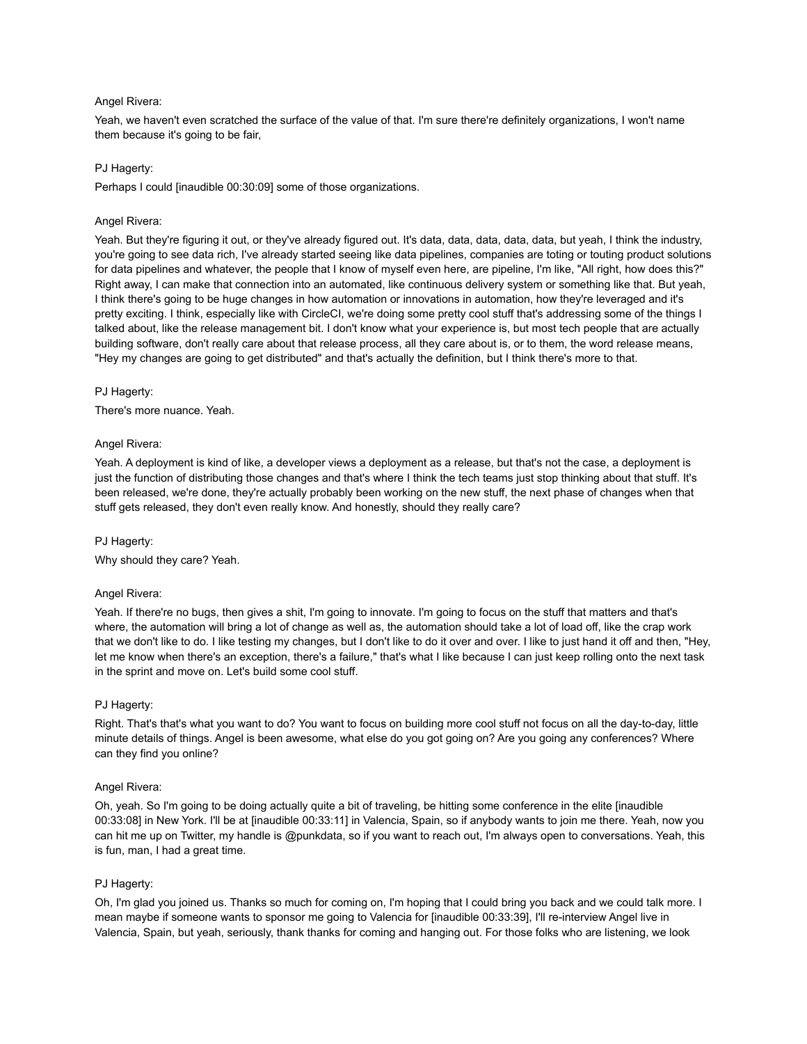Angel Rivera:

Yeah, we haven't even scratched the surface of the value of that. I'm sure there're definitely organizations, I won't name them because it's going to be fair,

PJ Hagerty:

Perhaps I could [inaudible 00:30:09] some of those organizations.

Angel Rivera:

Yeah. But they're figuring it out, or they've already figured out. It's data, data, data, data, data, but yeah, I think the industry, you're going to see data rich, I've already started seeing like data pipelines, companies are toting or touting product solutions for data pipelines and whatever, the people that I know of myself even here, are pipeline, I'm like, "All right, how does this?" Right away, I can make that connection into an automated, like continuous delivery system or something like that. But yeah, I think there's going to be huge changes in how automation or innovations in automation, how they're leveraged and it's pretty exciting. I think, especially like with CircleCI, we're doing some pretty cool stuff that's addressing some of the things I talked about, like the release management bit. I don't know what your experience is, but most tech people that are actually building software, don't really care about that release process, all they care about is, or to them, the word release means, "Hey my changes are going to get distributed" and that's actually the definition, but I think there's more to that.

PJ Hagerty:

There's more nuance. Yeah.

Angel Rivera:

Yeah. A deployment is kind of like, a developer views a deployment as a release, but that's not the case, a deployment is just the function of distributing those changes and that's where I think the tech teams just stop thinking about that stuff. It's been released, we're done, they're actually probably been working on the new stuff, the next phase of changes when that stuff gets released, they don't even really know. And honestly, should they really care?

PJ Hagerty:

Why should they care? Yeah.

Angel Rivera:

Yeah. If there're no bugs, then gives a shit, I'm going to innovate. I'm going to focus on the stuff that matters and that's where, the automation will bring a lot of change as well as, the automation should take a lot of load off, like the crap work that we don't like to do. I like testing my changes, but I don't like to do it over and over. I like to just hand it off and then, "Hey, let me know when there's an exception, there's a failure," that's what I like because I can just keep rolling onto the next task in the sprint and move on. Let's build some cool stuff.

PJ Hagerty:

Right. That's that's what you want to do? You want to focus on building more cool stuff not focus on all the day-to-day, little minute details of things. Angel is been awesome, what else do you got going on? Are you going any conferences? Where can they find you online?

Angel Rivera:

Oh, yeah. So I'm going to be doing actually quite a bit of traveling, be hitting some conference in the elite [inaudible 00:33:08] in New York. I'll be at [inaudible 00:33:11] in Valencia, Spain, so if anybody wants to join me there. Yeah, now you can hit me up on Twitter, my handle is @punkdata, so if you want to reach out, I'm always open to conversations. Yeah, this is fun, man, I had a great time.

PJ Hagerty:

Oh, I'm glad you joined us. Thanks so much for coming on, I'm hoping that I could bring you back and we could talk more. I mean maybe if someone wants to sponsor me going to Valencia for [inaudible 00:33:39], I'll re-interview Angel live in Valencia, Spain, but yeah, seriously, thank thanks for coming and hanging out. For those folks who are listening, we look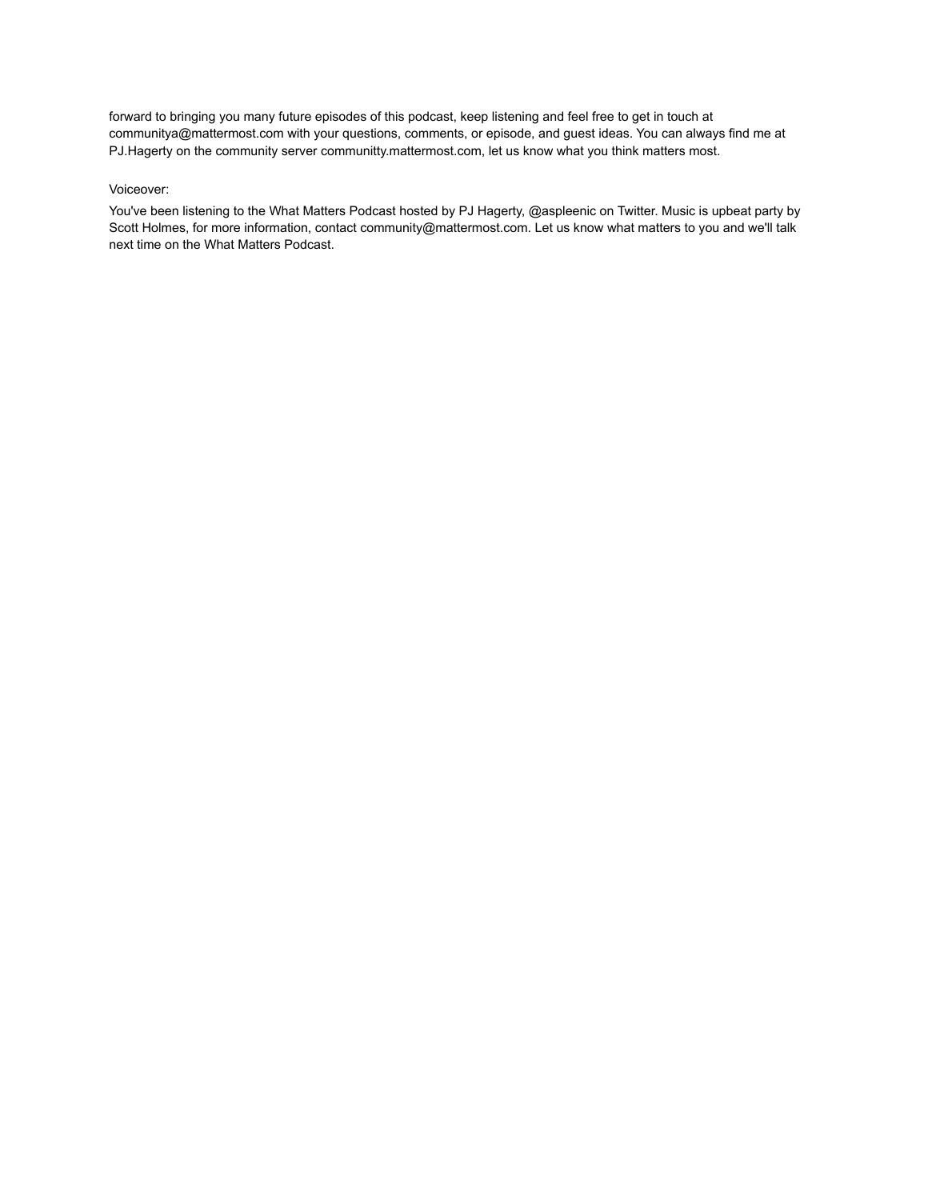forward to bringing you many future episodes of this podcast, keep listening and feel free to get in touch at communitya@mattermost.com with your questions, comments, or episode, and guest ideas. You can always find me at PJ.Hagerty on the community server communitty.mattermost.com, let us know what you think matters most.

Voiceover:

You've been listening to the What Matters Podcast hosted by PJ Hagerty, @aspleenic on Twitter. Music is upbeat party by Scott Holmes, for more information, contact community@mattermost.com. Let us know what matters to you and we'll talk next time on the What Matters Podcast.